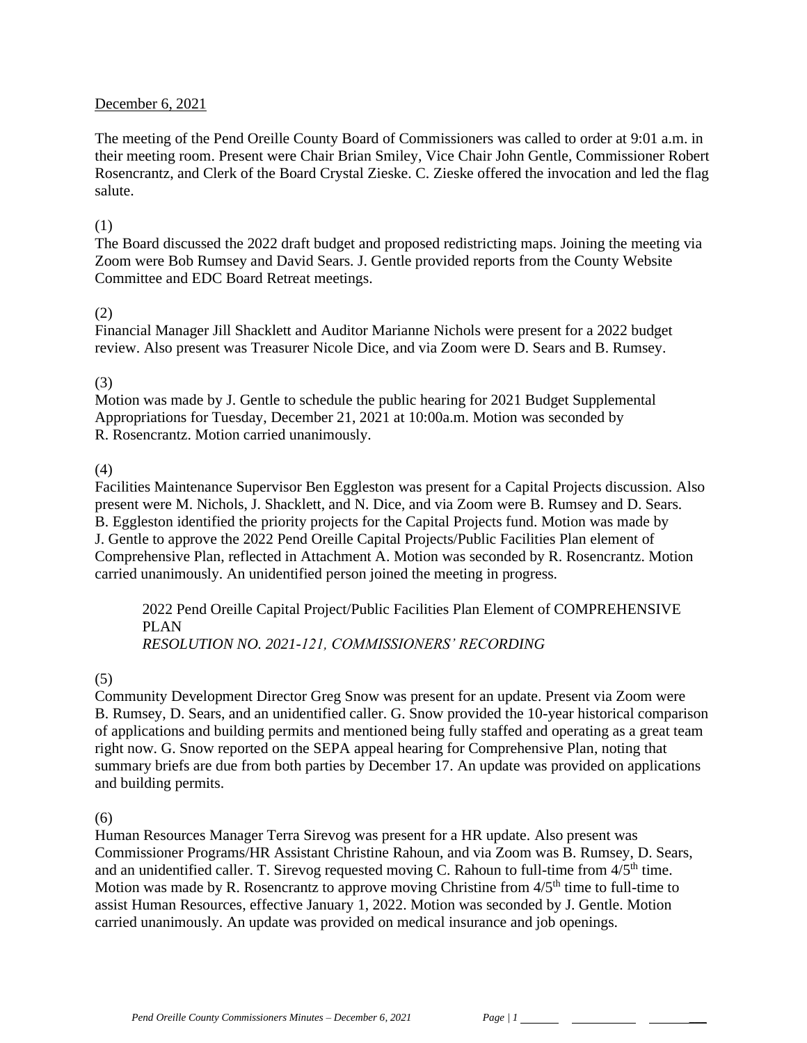December 6, 2021

The meeting of the Pend Oreille County Board of Commissioners was called to order at 9:01 a.m. in their meeting room. Present were Chair Brian Smiley, Vice Chair John Gentle, Commissioner Robert Rosencrantz, and Clerk of the Board Crystal Zieske. C. Zieske offered the invocation and led the flag salute.

(1)
The Board discussed the 2022 draft budget and proposed redistricting maps. Joining the meeting via Zoom were Bob Rumsey and David Sears. J. Gentle provided reports from the County Website Committee and EDC Board Retreat meetings.

(2)
Financial Manager Jill Shacklett and Auditor Marianne Nichols were present for a 2022 budget review. Also present was Treasurer Nicole Dice, and via Zoom were D. Sears and B. Rumsey.

(3)
Motion was made by J. Gentle to schedule the public hearing for 2021 Budget Supplemental Appropriations for Tuesday, December 21, 2021 at 10:00a.m. Motion was seconded by R. Rosencrantz. Motion carried unanimously.

(4)
Facilities Maintenance Supervisor Ben Eggleston was present for a Capital Projects discussion. Also present were M. Nichols, J. Shacklett, and N. Dice, and via Zoom were B. Rumsey and D. Sears. B. Eggleston identified the priority projects for the Capital Projects fund. Motion was made by J. Gentle to approve the 2022 Pend Oreille Capital Projects/Public Facilities Plan element of Comprehensive Plan, reflected in Attachment A. Motion was seconded by R. Rosencrantz. Motion carried unanimously. An unidentified person joined the meeting in progress.

> 2022 Pend Oreille Capital Project/Public Facilities Plan Element of COMPREHENSIVE PLAN
> *RESOLUTION NO. 2021-121, COMMISSIONERS' RECORDING*

(5)
Community Development Director Greg Snow was present for an update. Present via Zoom were B. Rumsey, D. Sears, and an unidentified caller. G. Snow provided the 10-year historical comparison of applications and building permits and mentioned being fully staffed and operating as a great team right now. G. Snow reported on the SEPA appeal hearing for Comprehensive Plan, noting that summary briefs are due from both parties by December 17. An update was provided on applications and building permits.

(6)
Human Resources Manager Terra Sirevog was present for a HR update. Also present was Commissioner Programs/HR Assistant Christine Rahoun, and via Zoom was B. Rumsey, D. Sears, and an unidentified caller. T. Sirevog requested moving C. Rahoun to full-time from 4/5th time. Motion was made by R. Rosencrantz to approve moving Christine from 4/5th time to full-time to assist Human Resources, effective January 1, 2022. Motion was seconded by J. Gentle. Motion carried unanimously. An update was provided on medical insurance and job openings.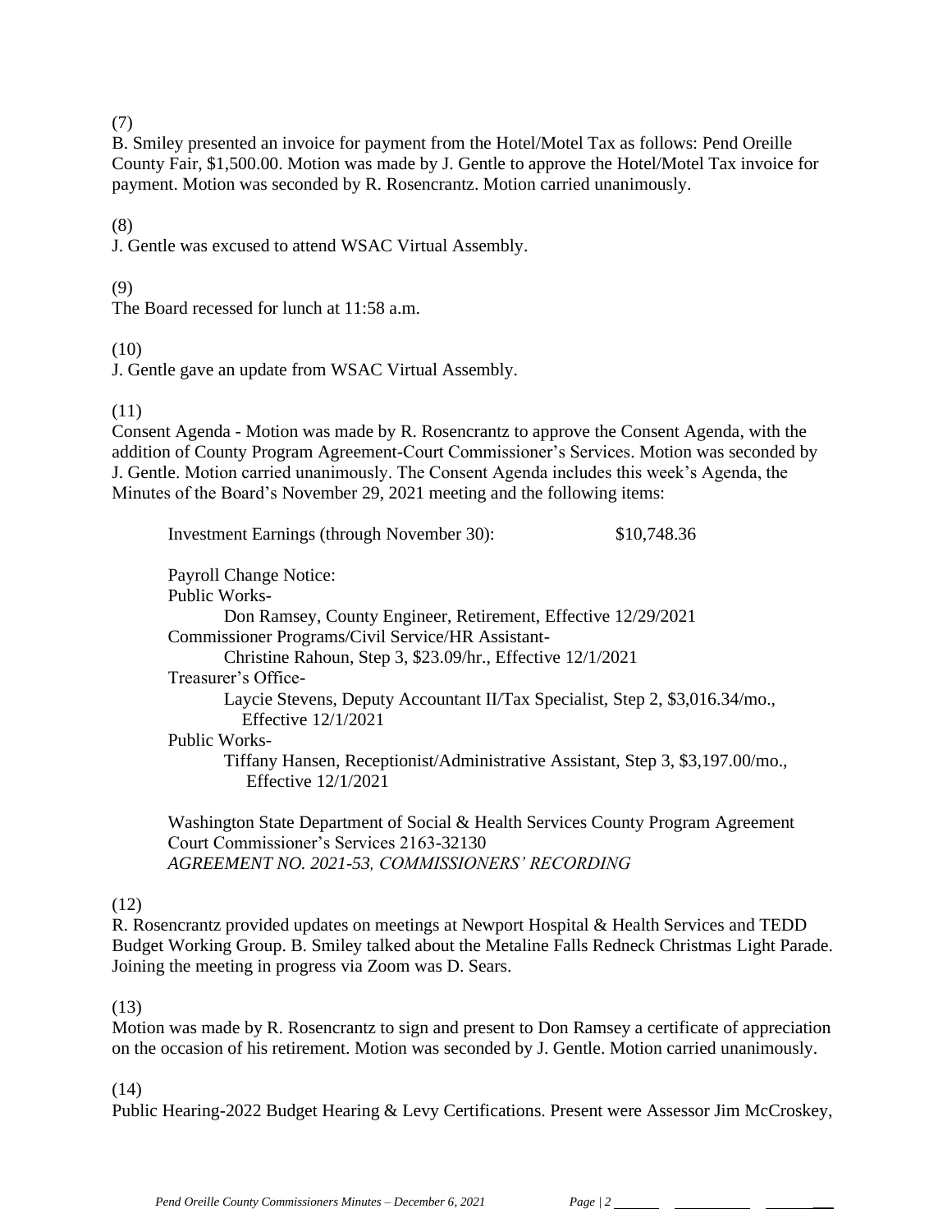(7)
B. Smiley presented an invoice for payment from the Hotel/Motel Tax as follows: Pend Oreille County Fair, $1,500.00. Motion was made by J. Gentle to approve the Hotel/Motel Tax invoice for payment. Motion was seconded by R. Rosencrantz. Motion carried unanimously.

(8)
J. Gentle was excused to attend WSAC Virtual Assembly.

(9)
The Board recessed for lunch at 11:58 a.m.

(10)
J. Gentle gave an update from WSAC Virtual Assembly.

(11)
Consent Agenda - Motion was made by R. Rosencrantz to approve the Consent Agenda, with the addition of County Program Agreement-Court Commissioner's Services. Motion was seconded by J. Gentle. Motion carried unanimously. The Consent Agenda includes this week's Agenda, the Minutes of the Board's November 29, 2021 meeting and the following items:

Investment Earnings (through November 30): $10,748.36

Payroll Change Notice:
Public Works-
Don Ramsey, County Engineer, Retirement, Effective 12/29/2021
Commissioner Programs/Civil Service/HR Assistant-
Christine Rahoun, Step 3, $23.09/hr., Effective 12/1/2021
Treasurer's Office-
Laycie Stevens, Deputy Accountant II/Tax Specialist, Step 2, $3,016.34/mo., Effective 12/1/2021
Public Works-
Tiffany Hansen, Receptionist/Administrative Assistant, Step 3, $3,197.00/mo., Effective 12/1/2021

Washington State Department of Social & Health Services County Program Agreement Court Commissioner's Services 2163-32130
*AGREEMENT NO. 2021-53, COMMISSIONERS' RECORDING*

(12)
R. Rosencrantz provided updates on meetings at Newport Hospital & Health Services and TEDD Budget Working Group. B. Smiley talked about the Metaline Falls Redneck Christmas Light Parade. Joining the meeting in progress via Zoom was D. Sears.

(13)
Motion was made by R. Rosencrantz to sign and present to Don Ramsey a certificate of appreciation on the occasion of his retirement. Motion was seconded by J. Gentle. Motion carried unanimously.

(14)
Public Hearing-2022 Budget Hearing & Levy Certifications. Present were Assessor Jim McCroskey,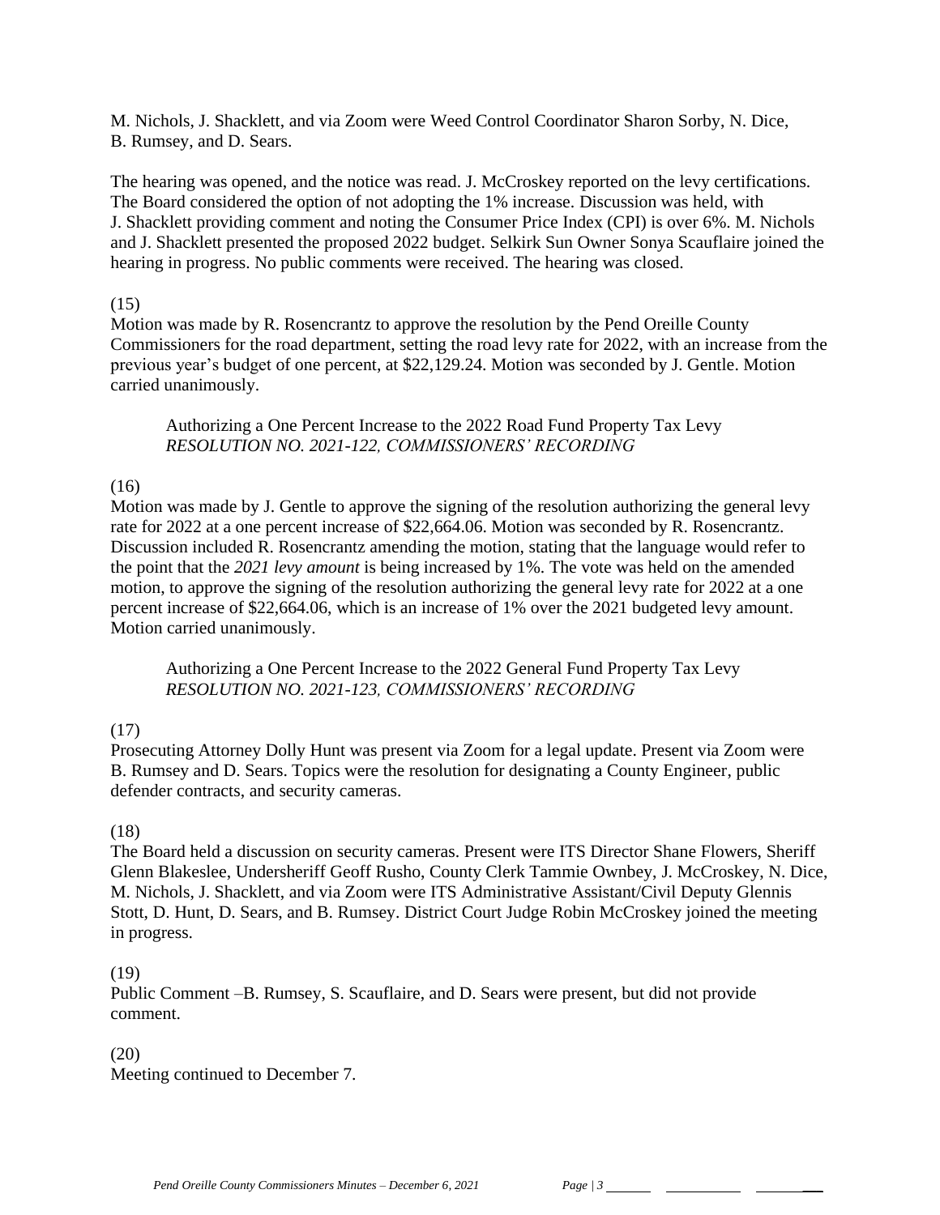M. Nichols, J. Shacklett, and via Zoom were Weed Control Coordinator Sharon Sorby, N. Dice, B. Rumsey, and D. Sears.

The hearing was opened, and the notice was read. J. McCroskey reported on the levy certifications. The Board considered the option of not adopting the 1% increase. Discussion was held, with J. Shacklett providing comment and noting the Consumer Price Index (CPI) is over 6%. M. Nichols and J. Shacklett presented the proposed 2022 budget. Selkirk Sun Owner Sonya Scauflaire joined the hearing in progress. No public comments were received. The hearing was closed.

(15)
Motion was made by R. Rosencrantz to approve the resolution by the Pend Oreille County Commissioners for the road department, setting the road levy rate for 2022, with an increase from the previous year's budget of one percent, at $22,129.24. Motion was seconded by J. Gentle. Motion carried unanimously.

> Authorizing a One Percent Increase to the 2022 Road Fund Property Tax Levy
> *RESOLUTION NO. 2021-122, COMMISSIONERS' RECORDING*

(16)
Motion was made by J. Gentle to approve the signing of the resolution authorizing the general levy rate for 2022 at a one percent increase of $22,664.06. Motion was seconded by R. Rosencrantz. Discussion included R. Rosencrantz amending the motion, stating that the language would refer to the point that the *2021 levy amount* is being increased by 1%. The vote was held on the amended motion, to approve the signing of the resolution authorizing the general levy rate for 2022 at a one percent increase of $22,664.06, which is an increase of 1% over the 2021 budgeted levy amount. Motion carried unanimously.

> Authorizing a One Percent Increase to the 2022 General Fund Property Tax Levy
> *RESOLUTION NO. 2021-123, COMMISSIONERS' RECORDING*

(17)
Prosecuting Attorney Dolly Hunt was present via Zoom for a legal update. Present via Zoom were B. Rumsey and D. Sears. Topics were the resolution for designating a County Engineer, public defender contracts, and security cameras.

(18)
The Board held a discussion on security cameras. Present were ITS Director Shane Flowers, Sheriff Glenn Blakeslee, Undersheriff Geoff Rusho, County Clerk Tammie Ownbey, J. McCroskey, N. Dice, M. Nichols, J. Shacklett, and via Zoom were ITS Administrative Assistant/Civil Deputy Glennis Stott, D. Hunt, D. Sears, and B. Rumsey. District Court Judge Robin McCroskey joined the meeting in progress.

(19)
Public Comment –B. Rumsey, S. Scauflaire, and D. Sears were present, but did not provide comment.

(20)
Meeting continued to December 7.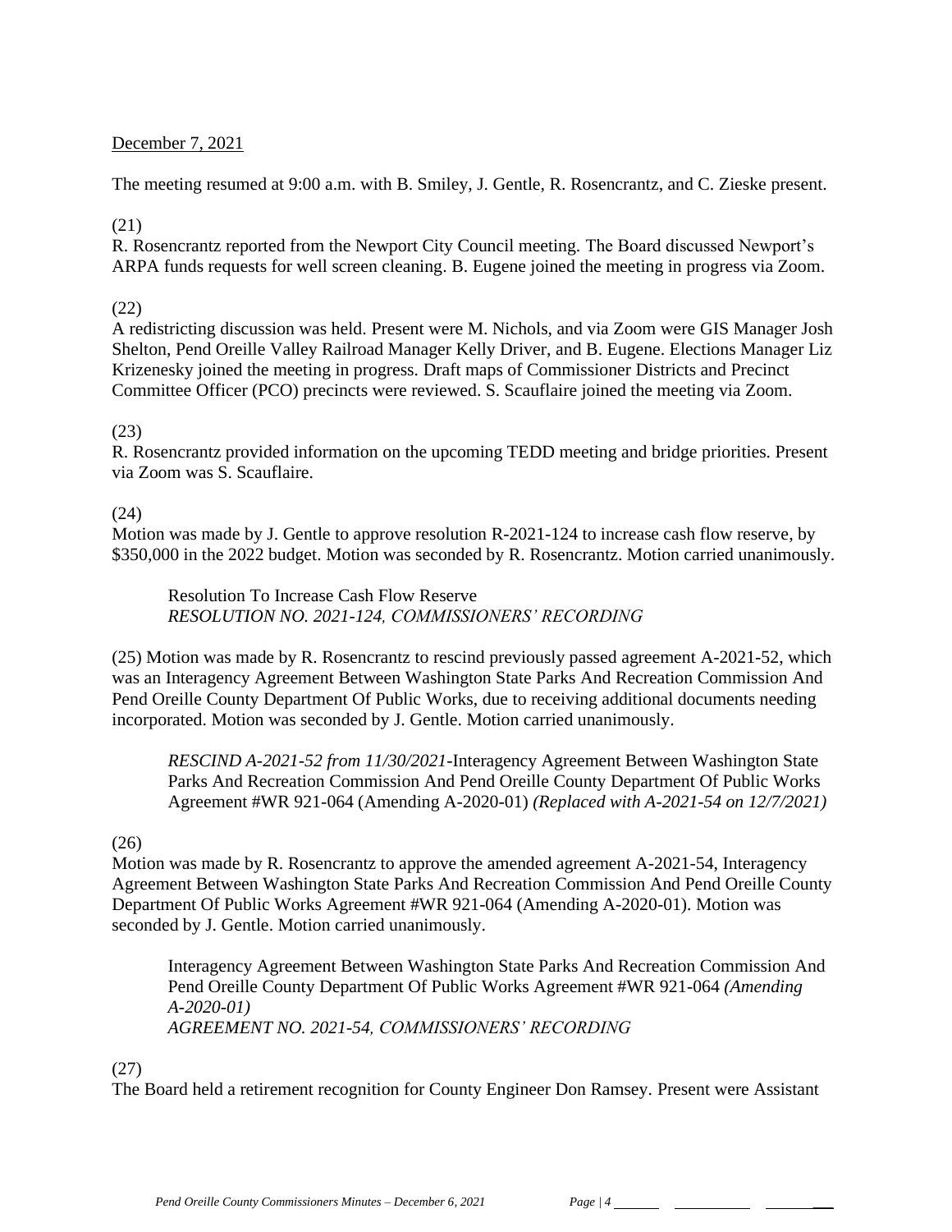December 7, 2021

The meeting resumed at 9:00 a.m. with B. Smiley, J. Gentle, R. Rosencrantz, and C. Zieske present.

(21)
R. Rosencrantz reported from the Newport City Council meeting. The Board discussed Newport's ARPA funds requests for well screen cleaning. B. Eugene joined the meeting in progress via Zoom.

(22)
A redistricting discussion was held. Present were M. Nichols, and via Zoom were GIS Manager Josh Shelton, Pend Oreille Valley Railroad Manager Kelly Driver, and B. Eugene. Elections Manager Liz Krizenesky joined the meeting in progress. Draft maps of Commissioner Districts and Precinct Committee Officer (PCO) precincts were reviewed. S. Scauflaire joined the meeting via Zoom.

(23)
R. Rosencrantz provided information on the upcoming TEDD meeting and bridge priorities. Present via Zoom was S. Scauflaire.

(24)
Motion was made by J. Gentle to approve resolution R-2021-124 to increase cash flow reserve, by $350,000 in the 2022 budget. Motion was seconded by R. Rosencrantz. Motion carried unanimously.

> Resolution To Increase Cash Flow Reserve
> *RESOLUTION NO. 2021-124, COMMISSIONERS' RECORDING*

(25) Motion was made by R. Rosencrantz to rescind previously passed agreement A-2021-52, which was an Interagency Agreement Between Washington State Parks And Recreation Commission And Pend Oreille County Department Of Public Works, due to receiving additional documents needing incorporated. Motion was seconded by J. Gentle. Motion carried unanimously.

> *RESCIND A-2021-52 from 11/30/2021*-Interagency Agreement Between Washington State Parks And Recreation Commission And Pend Oreille County Department Of Public Works Agreement #WR 921-064 (Amending A-2020-01) *(Replaced with A-2021-54 on 12/7/2021)*

(26)
Motion was made by R. Rosencrantz to approve the amended agreement A-2021-54, Interagency Agreement Between Washington State Parks And Recreation Commission And Pend Oreille County Department Of Public Works Agreement #WR 921-064 (Amending A-2020-01). Motion was seconded by J. Gentle. Motion carried unanimously.

> Interagency Agreement Between Washington State Parks And Recreation Commission And Pend Oreille County Department Of Public Works Agreement #WR 921-064 *(Amending A-2020-01)*
> *AGREEMENT NO. 2021-54, COMMISSIONERS' RECORDING*

(27)
The Board held a retirement recognition for County Engineer Don Ramsey. Present were Assistant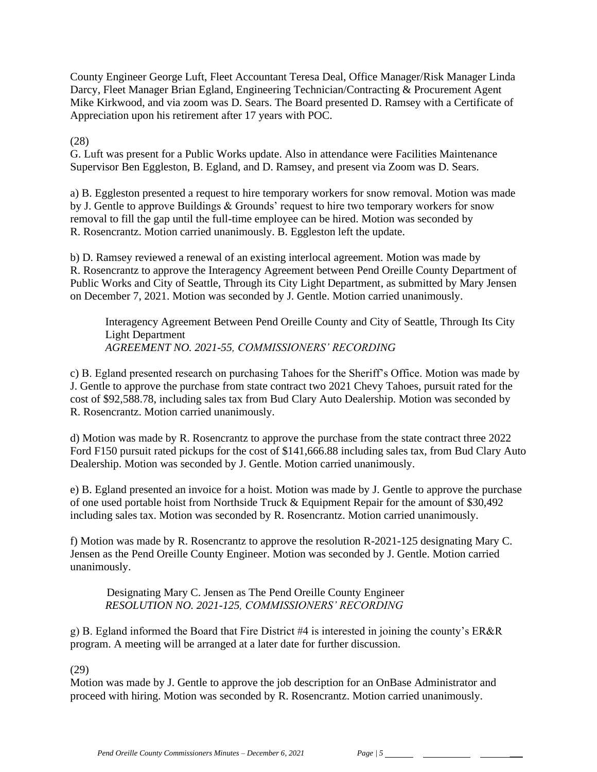County Engineer George Luft, Fleet Accountant Teresa Deal, Office Manager/Risk Manager Linda Darcy, Fleet Manager Brian Egland, Engineering Technician/Contracting & Procurement Agent Mike Kirkwood, and via zoom was D. Sears. The Board presented D. Ramsey with a Certificate of Appreciation upon his retirement after 17 years with POC.

(28)

G. Luft was present for a Public Works update. Also in attendance were Facilities Maintenance Supervisor Ben Eggleston, B. Egland, and D. Ramsey, and present via Zoom was D. Sears.

a) B. Eggleston presented a request to hire temporary workers for snow removal. Motion was made by J. Gentle to approve Buildings & Grounds' request to hire two temporary workers for snow removal to fill the gap until the full-time employee can be hired. Motion was seconded by R. Rosencrantz. Motion carried unanimously. B. Eggleston left the update.

b) D. Ramsey reviewed a renewal of an existing interlocal agreement. Motion was made by R. Rosencrantz to approve the Interagency Agreement between Pend Oreille County Department of Public Works and City of Seattle, Through its City Light Department, as submitted by Mary Jensen on December 7, 2021. Motion was seconded by J. Gentle. Motion carried unanimously.

> Interagency Agreement Between Pend Oreille County and City of Seattle, Through Its City Light Department
> *AGREEMENT NO. 2021-55, COMMISSIONERS' RECORDING*

c) B. Egland presented research on purchasing Tahoes for the Sheriff's Office. Motion was made by J. Gentle to approve the purchase from state contract two 2021 Chevy Tahoes, pursuit rated for the cost of $92,588.78, including sales tax from Bud Clary Auto Dealership. Motion was seconded by R. Rosencrantz. Motion carried unanimously.

d) Motion was made by R. Rosencrantz to approve the purchase from the state contract three 2022 Ford F150 pursuit rated pickups for the cost of $141,666.88 including sales tax, from Bud Clary Auto Dealership. Motion was seconded by J. Gentle. Motion carried unanimously.

e) B. Egland presented an invoice for a hoist. Motion was made by J. Gentle to approve the purchase of one used portable hoist from Northside Truck & Equipment Repair for the amount of $30,492 including sales tax. Motion was seconded by R. Rosencrantz. Motion carried unanimously.

f) Motion was made by R. Rosencrantz to approve the resolution R-2021-125 designating Mary C. Jensen as the Pend Oreille County Engineer. Motion was seconded by J. Gentle. Motion carried unanimously.

> Designating Mary C. Jensen as The Pend Oreille County Engineer
> *RESOLUTION NO. 2021-125, COMMISSIONERS' RECORDING*

g) B. Egland informed the Board that Fire District #4 is interested in joining the county's ER&R program. A meeting will be arranged at a later date for further discussion.

(29)

Motion was made by J. Gentle to approve the job description for an OnBase Administrator and proceed with hiring. Motion was seconded by R. Rosencrantz. Motion carried unanimously.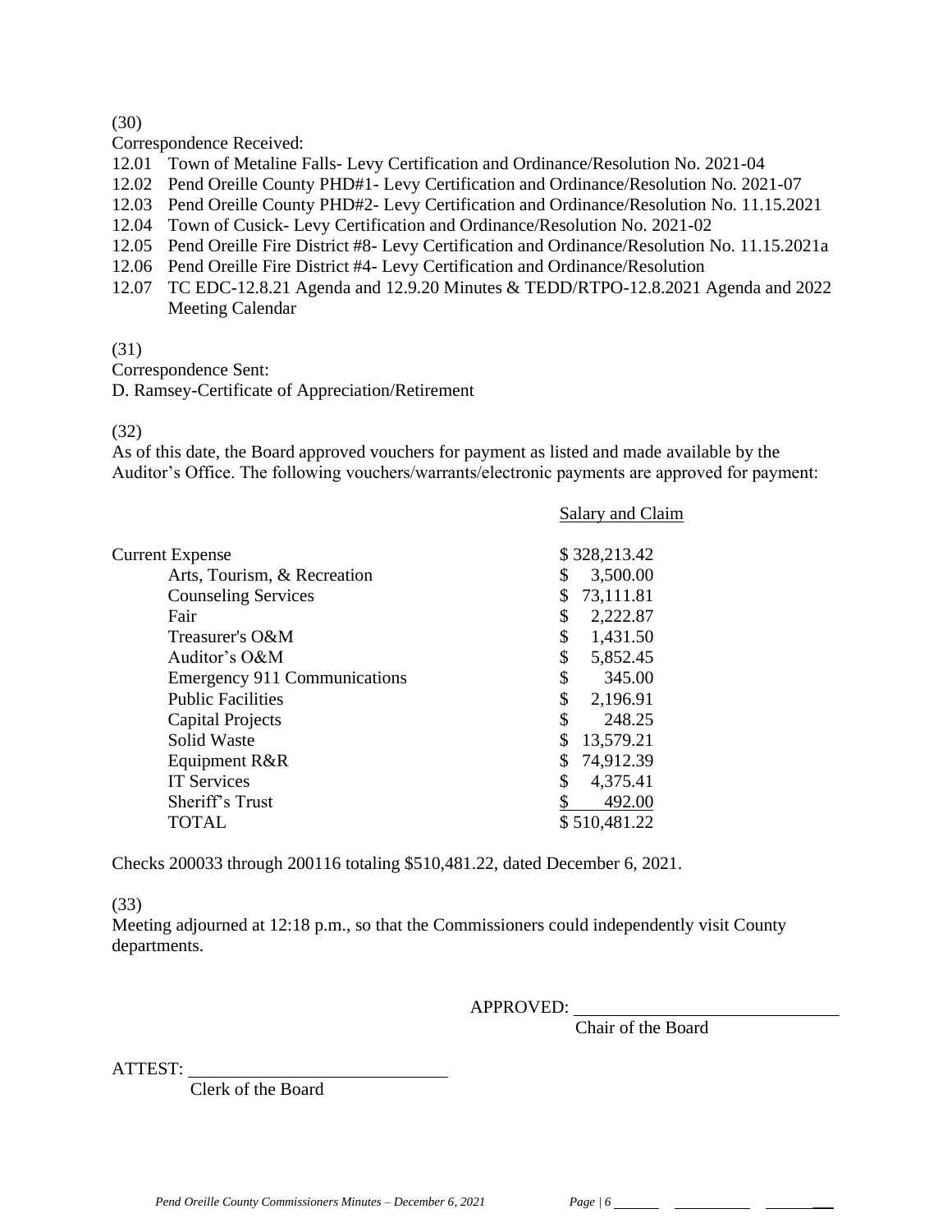(30)

Correspondence Received:

12.01 Town of Metaline Falls- Levy Certification and Ordinance/Resolution No. 2021-04

12.02 Pend Oreille County PHD#1- Levy Certification and Ordinance/Resolution No. 2021-07

12.03 Pend Oreille County PHD#2- Levy Certification and Ordinance/Resolution No. 11.15.2021

12.04 Town of Cusick- Levy Certification and Ordinance/Resolution No. 2021-02

12.05 Pend Oreille Fire District #8- Levy Certification and Ordinance/Resolution No. 11.15.2021a

12.06 Pend Oreille Fire District #4- Levy Certification and Ordinance/Resolution

12.07 TC EDC-12.8.21 Agenda and 12.9.20 Minutes & TEDD/RTPO-12.8.2021 Agenda and 2022 Meeting Calendar

(31)

Correspondence Sent:

D. Ramsey-Certificate of Appreciation/Retirement

(32)

As of this date, the Board approved vouchers for payment as listed and made available by the Auditor's Office. The following vouchers/warrants/electronic payments are approved for payment:

| | Salary and Claim |
|---|---|
| Current Expense | $ 328,213.42 |
| Arts, Tourism, & Recreation | $ 3,500.00 |
| Counseling Services | $ 73,111.81 |
| Fair | $ 2,222.87 |
| Treasurer's O&M | $ 1,431.50 |
| Auditor's O&M | $ 5,852.45 |
| Emergency 911 Communications | $ 345.00 |
| Public Facilities | $ 2,196.91 |
| Capital Projects | $ 248.25 |
| Solid Waste | $ 13,579.21 |
| Equipment R&R | $ 74,912.39 |
| IT Services | $ 4,375.41 |
| Sheriff's Trust | $ 492.00 |
| TOTAL | $ 510,481.22 |

Checks 200033 through 200116 totaling $510,481.22, dated December 6, 2021.

(33)

Meeting adjourned at 12:18 p.m., so that the Commissioners could independently visit County departments.

APPROVED: ______________________________
Chair of the Board

ATTEST: ______________________________
Clerk of the Board